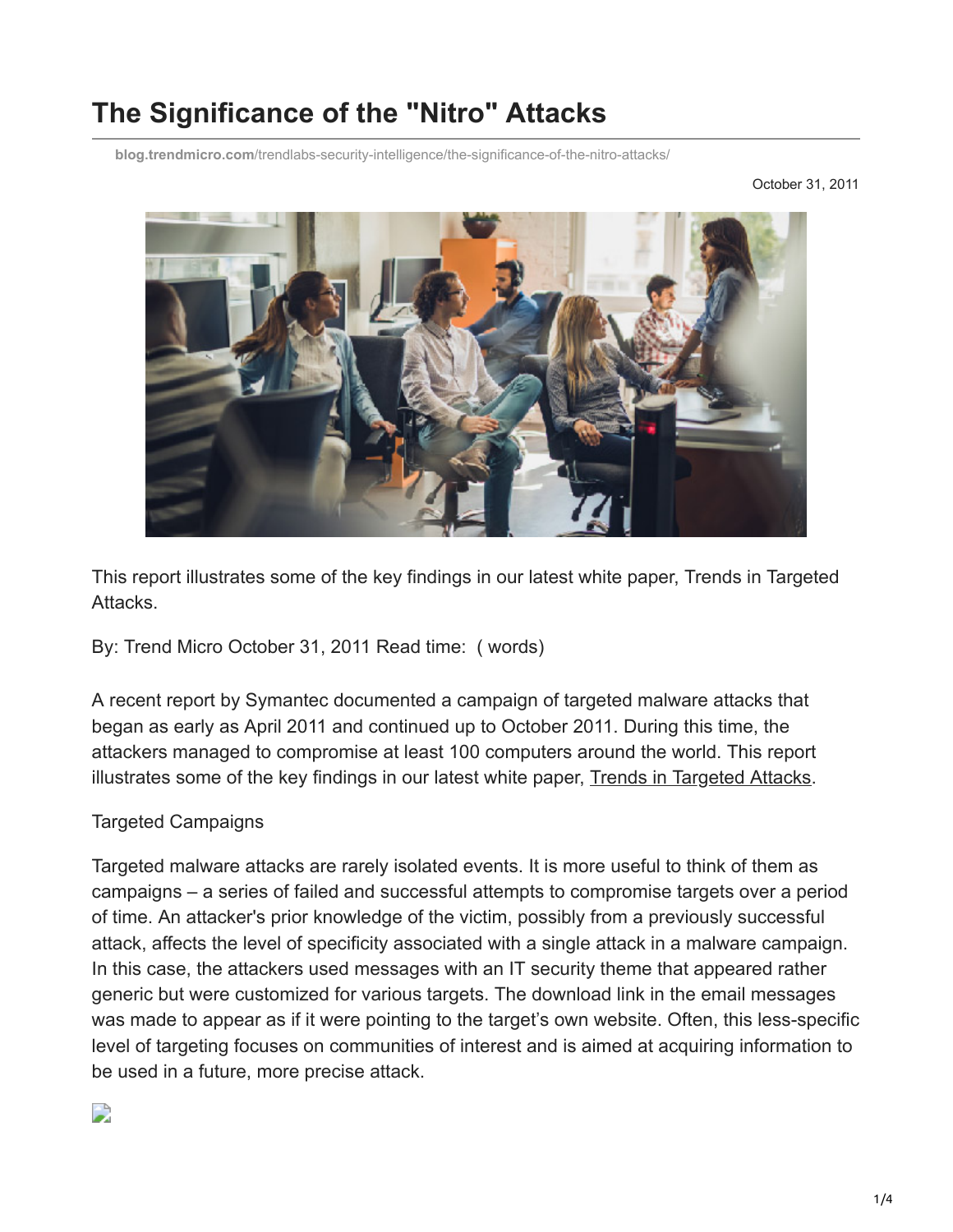# The Significance of the "Nitro" Attacks

blog.trendmicro.com/trendlabs-security-intelligence/the-significance-of-the-nitro-attacks/

October 31, 2011

This report illustrates some of the key findings in our latest white paper, Trends in Targeted Attacks.

By: Trend Micro October 31, 2011 Read time: ( words)

A recent report by Symantec documented a campaign of targeted malware attacks that began as early as April 2011 and continued up to October 2011. During this time, the attackers managed to compromise at least 100 computers around the world. This report illustrates some of the key findings in our latest white paper, Trends in Targeted Attacks.

Targeted Campaigns

Targeted malware attacks are rarely isolated events. It is more useful to think of them as campaigns – a series of failed and successful attempts to compromise targets over a period of time. An attacker's prior knowledge of the victim, possibly from a previously successful attack, affects the level of specificity associated with a single attack in a malware campaign. In this case, the attackers used messages with an IT security theme that appeared rather generic but were customized for various targets. The download link in the email messages was made to appear as if it were pointing to the target's own website. Often, this less-specific level of targeting focuses on communities of interest and is aimed at acquiring information to be used in a future, more precise attack.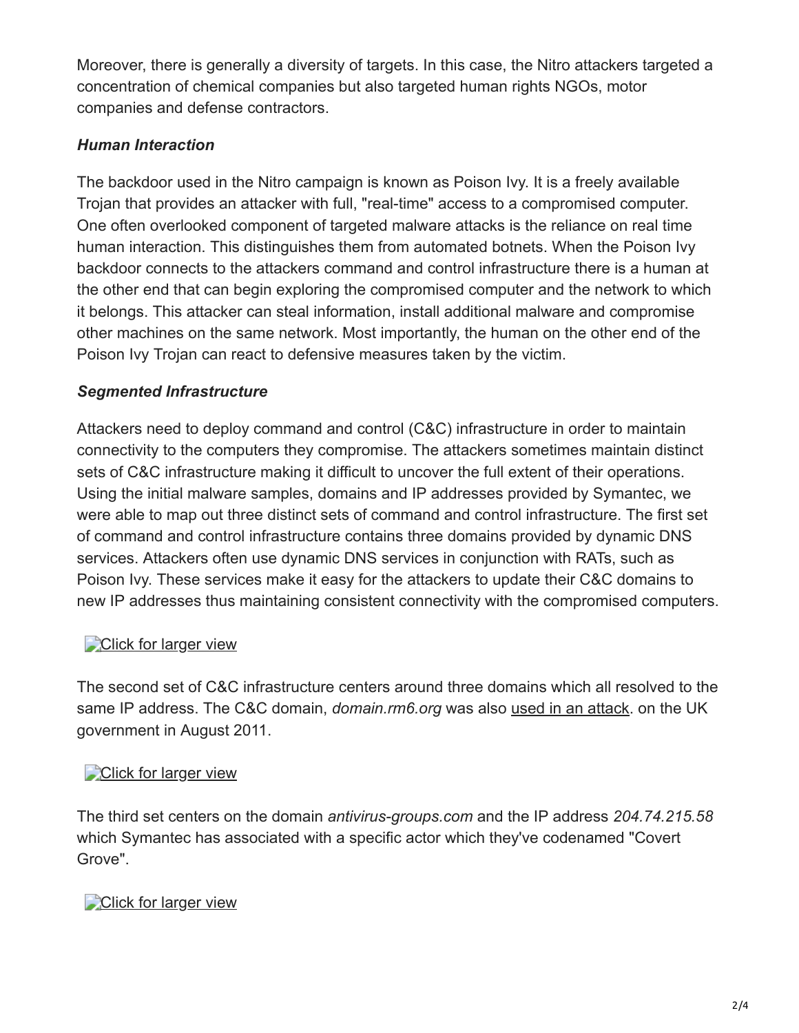Moreover, there is generally a diversity of targets. In this case, the Nitro attackers targeted a concentration of chemical companies but also targeted human rights NGOs, motor companies and defense contractors.

### *Human Interaction*

The backdoor used in the Nitro campaign is known as Poison Ivy. It is a freely available Trojan that provides an attacker with full, "real-time" access to a compromised computer. One often overlooked component of targeted malware attacks is the reliance on real time human interaction. This distinguishes them from automated botnets. When the Poison Ivy backdoor connects to the attackers command and control infrastructure there is a human at the other end that can begin exploring the compromised computer and the network to which it belongs. This attacker can steal information, install additional malware and compromise other machines on the same network. Most importantly, the human on the other end of the Poison Ivy Trojan can react to defensive measures taken by the victim.

### *Segmented Infrastructure*

Attackers need to deploy command and control (C&C) infrastructure in order to maintain connectivity to the computers they compromise. The attackers sometimes maintain distinct sets of C&C infrastructure making it difficult to uncover the full extent of their operations. Using the initial malware samples, domains and IP addresses provided by Symantec, we were able to map out three distinct sets of command and control infrastructure. The first set of command and control infrastructure contains three domains provided by dynamic DNS services. Attackers often use dynamic DNS services in conjunction with RATs, such as Poison Ivy. These services make it easy for the attackers to update their C&C domains to new IP addresses thus maintaining consistent connectivity with the compromised computers.

Click for larger view

The second set of C&C infrastructure centers around three domains which all resolved to the same IP address. The C&C domain, *domain.rm6.org* was also used in an attack. on the UK government in August 2011.

Click for larger view

The third set centers on the domain *antivirus-groups.com* and the IP address *204.74.215.58* which Symantec has associated with a specific actor which they've codenamed "Covert Grove".

Click for larger view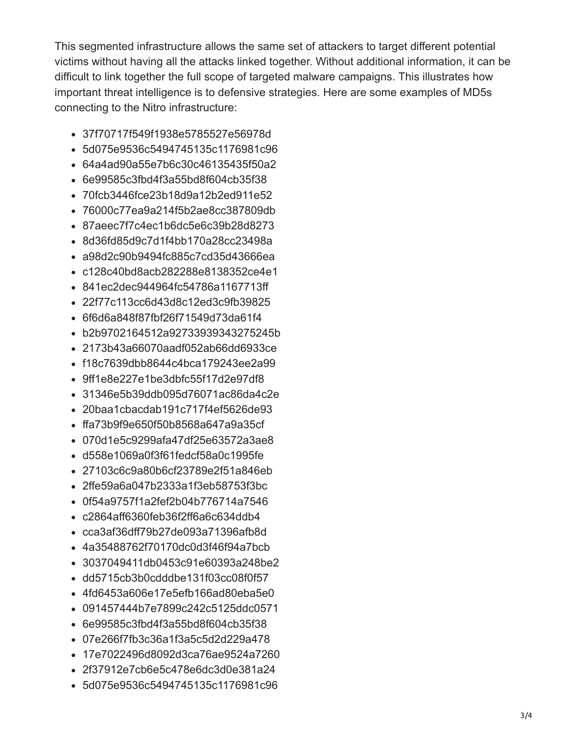This segmented infrastructure allows the same set of attackers to target different potential victims without having all the attacks linked together. Without additional information, it can be difficult to link together the full scope of targeted malware campaigns. This illustrates how important threat intelligence is to defensive strategies. Here are some examples of MD5s connecting to the Nitro infrastructure:

- 37f70717f549f1938e5785527e56978d
- 5d075e9536c5494745135c1176981c96
- 64a4ad90a55e7b6c30c46135435f50a2
- 6e99585c3fbd4f3a55bd8f604cb35f38
- 70fcb3446fce23b18d9a12b2ed911e52
- 76000c77ea9a214f5b2ae8cc387809db
- 87aeec7f7c4ec1b6dc5e6c39b28d8273
- 8d36fd85d9c7d1f4bb170a28cc23498a
- a98d2c90b9494fc885c7cd35d43666ea
- c128c40bd8acb282288e8138352ce4e1
- 841ec2dec944964fc54786a1167713ff
- 22f77c113cc6d43d8c12ed3c9fb39825
- 6f6d6a848f87fbf26f71549d73da61f4
- b2b9702164512a92733939343275245b
- 2173b43a66070aadf052ab66dd6933ce
- f18c7639dbb8644c4bca179243ee2a99
- 9ff1e8e227e1be3dbfc55f17d2e97df8
- 31346e5b39ddb095d76071ac86da4c2e
- 20baa1cbacdab191c717f4ef5626de93
- ffa73b9f9e650f50b8568a647a9a35cf
- 070d1e5c9299afa47df25e63572a3ae8
- d558e1069a0f3f61fedcf58a0c1995fe
- 27103c6c9a80b6cf23789e2f51a846eb
- 2ffe59a6a047b2333a1f3eb58753f3bc
- 0f54a9757f1a2fef2b04b776714a7546
- c2864aff6360feb36f2ff6a6c634ddb4
- cca3af36dff79b27de093a71396afb8d
- 4a35488762f70170dc0d3f46f94a7bcb
- 3037049411db0453c91e60393a248be2
- dd5715cb3b0cdddbe131f03cc08f0f57
- 4fd6453a606e17e5efb166ad80eba5e0
- 091457444b7e7899c242c5125ddc0571
- 6e99585c3fbd4f3a55bd8f604cb35f38
- 07e266f7fb3c36a1f3a5c5d2d229a478
- 17e7022496d8092d3ca76ae9524a7260
- 2f37912e7cb6e5c478e6dc3d0e381a24
- 5d075e9536c5494745135c1176981c96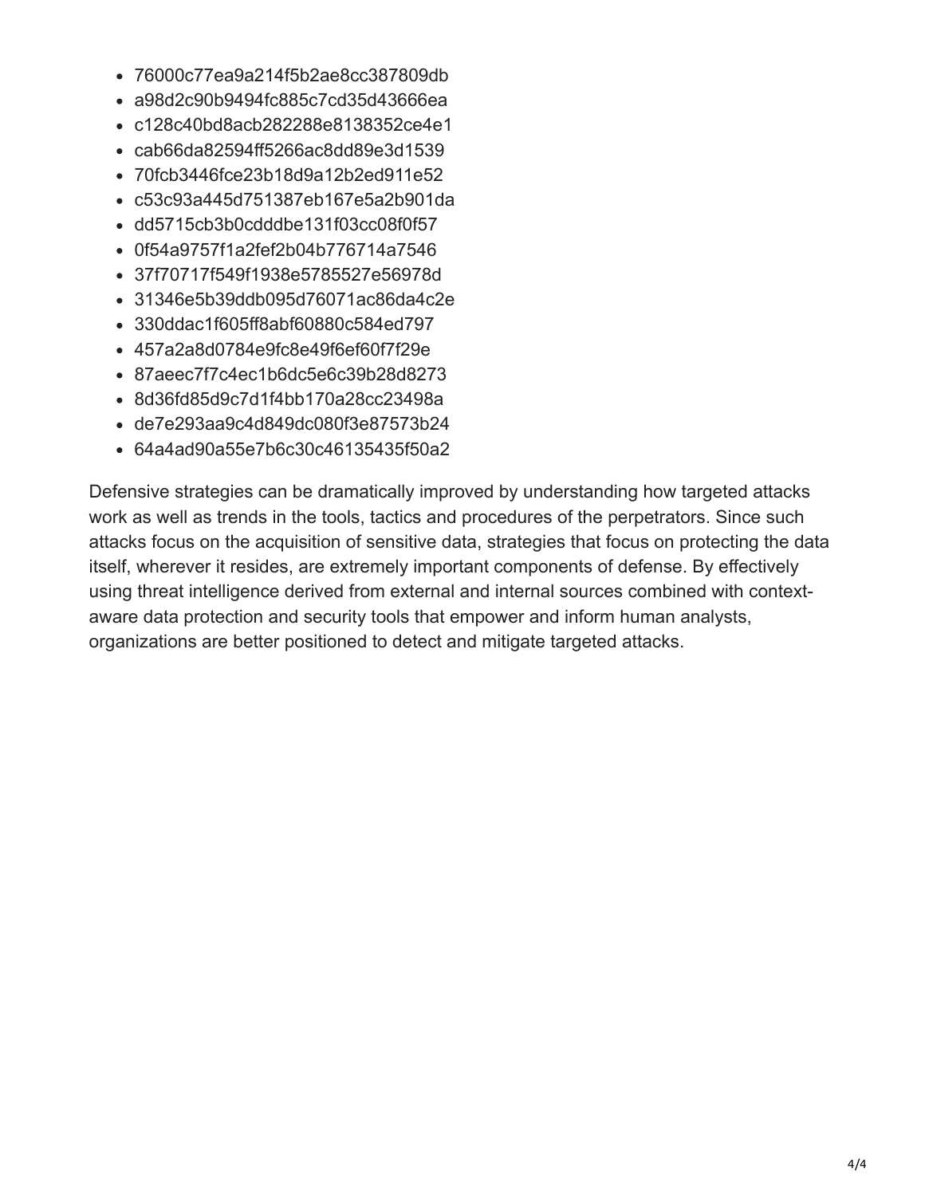- 76000c77ea9a214f5b2ae8cc387809db
- a98d2c90b9494fc885c7cd35d43666ea
- c128c40bd8acb282288e8138352ce4e1
- cab66da82594ff5266ac8dd89e3d1539
- 70fcb3446fce23b18d9a12b2ed911e52
- c53c93a445d751387eb167e5a2b901da
- dd5715cb3b0cdddbe131f03cc08f0f57
- 0f54a9757f1a2fef2b04b776714a7546
- 37f70717f549f1938e5785527e56978d
- 31346e5b39ddb095d76071ac86da4c2e
- 330ddac1f605ff8abf60880c584ed797
- 457a2a8d0784e9fc8e49f6ef60f7f29e
- 87aeec7f7c4ec1b6dc5e6c39b28d8273
- 8d36fd85d9c7d1f4bb170a28cc23498a
- de7e293aa9c4d849dc080f3e87573b24
- 64a4ad90a55e7b6c30c46135435f50a2

Defensive strategies can be dramatically improved by understanding how targeted attacks work as well as trends in the tools, tactics and procedures of the perpetrators. Since such attacks focus on the acquisition of sensitive data, strategies that focus on protecting the data itself, wherever it resides, are extremely important components of defense. By effectively using threat intelligence derived from external and internal sources combined with context-aware data protection and security tools that empower and inform human analysts, organizations are better positioned to detect and mitigate targeted attacks.